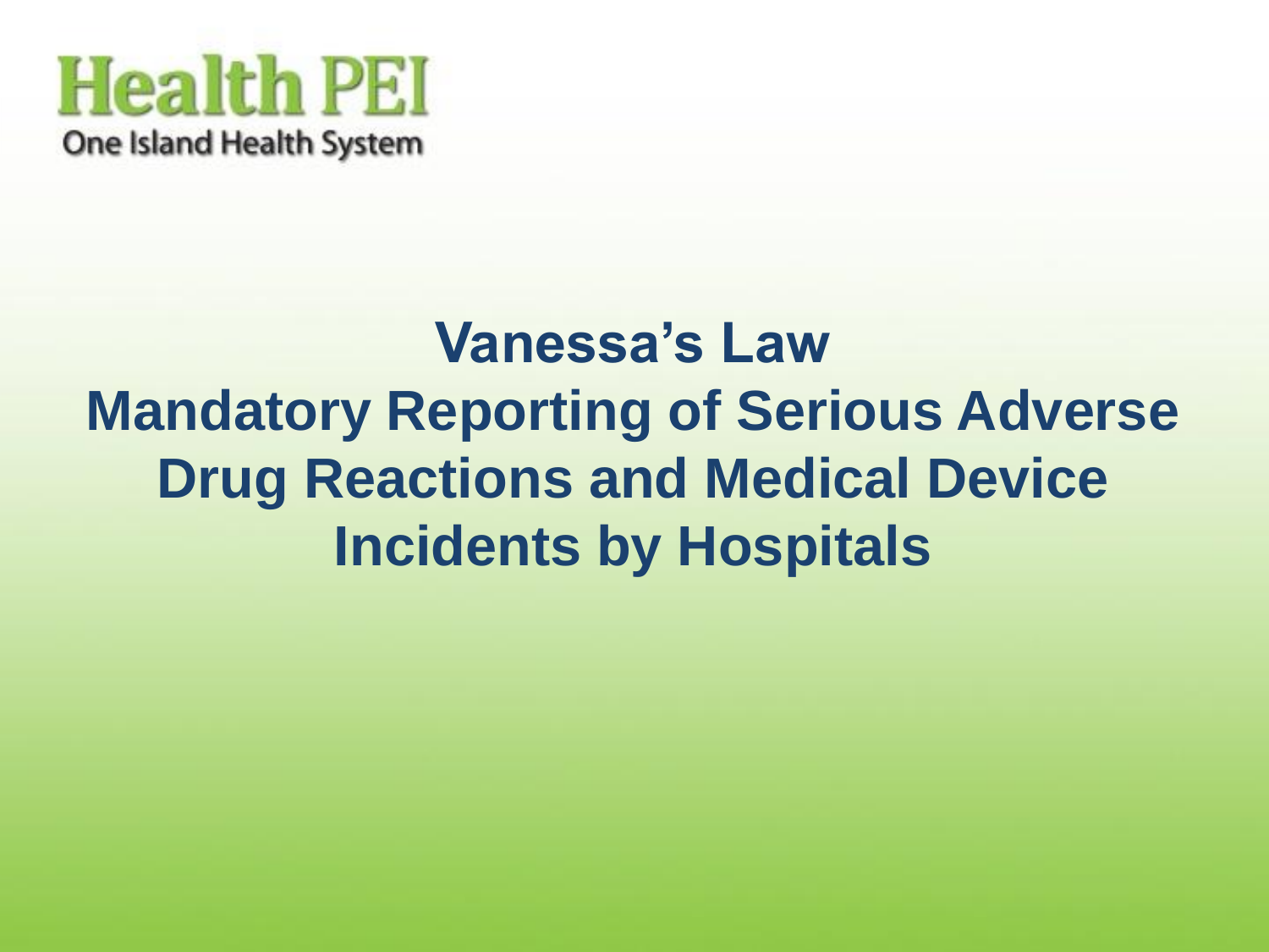Health PEI

One Island Health System

# Vanessa's Law

# Mandatory Reporting of Serious Adverse Drug Reactions and Medical Device Incidents by Hospitals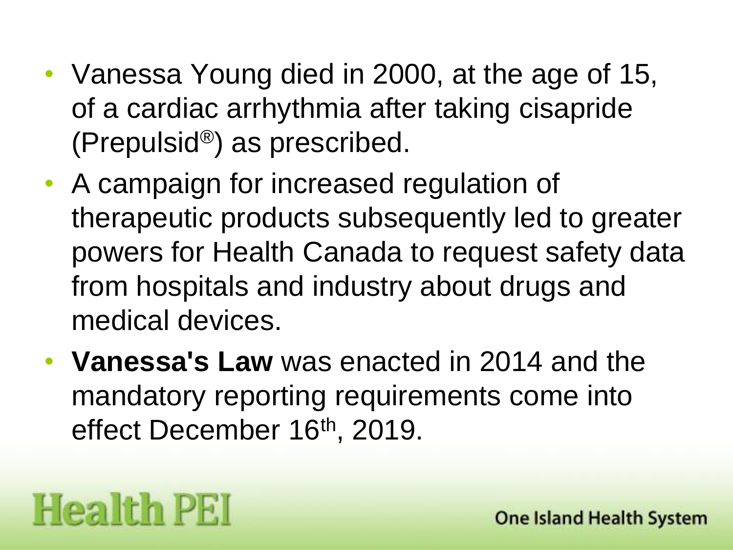- Vanessa Young died in 2000, at the age of 15, of a cardiac arrhythmia after taking cisapride (Prepulsid®) as prescribed.
- A campaign for increased regulation of therapeutic products subsequently led to greater powers for Health Canada to request safety data from hospitals and industry about drugs and medical devices.
- **Vanessa's Law** was enacted in 2014 and the mandatory reporting requirements come into effect December 16th, 2019.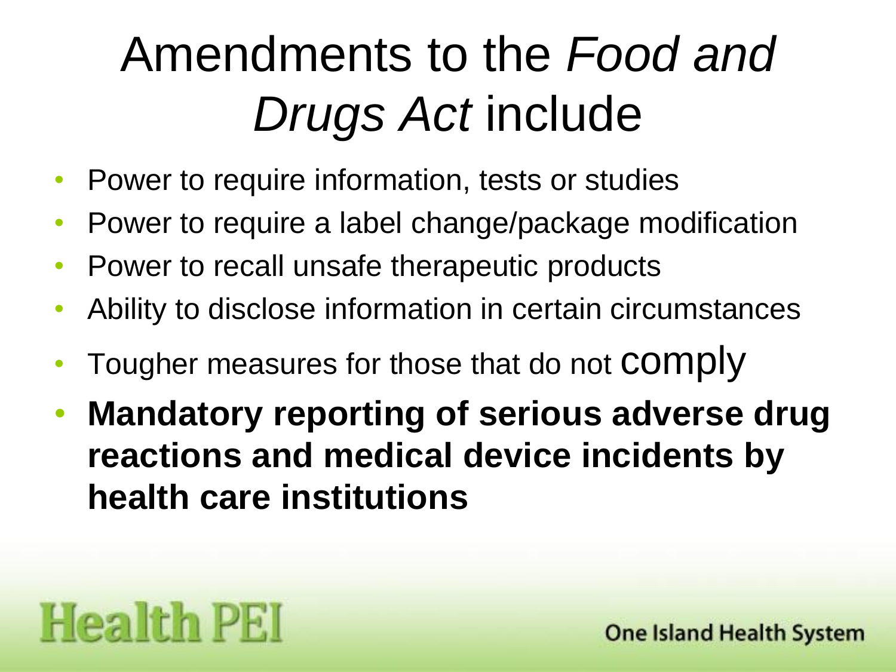# Amendments to the *Food and Drugs Act* include

- Power to require information, tests or studies
- Power to require a label change/package modification
- Power to recall unsafe therapeutic products
- Ability to disclose information in certain circumstances
- Tougher measures for those that do not comply
- **Mandatory reporting of serious adverse drug reactions and medical device incidents by health care institutions**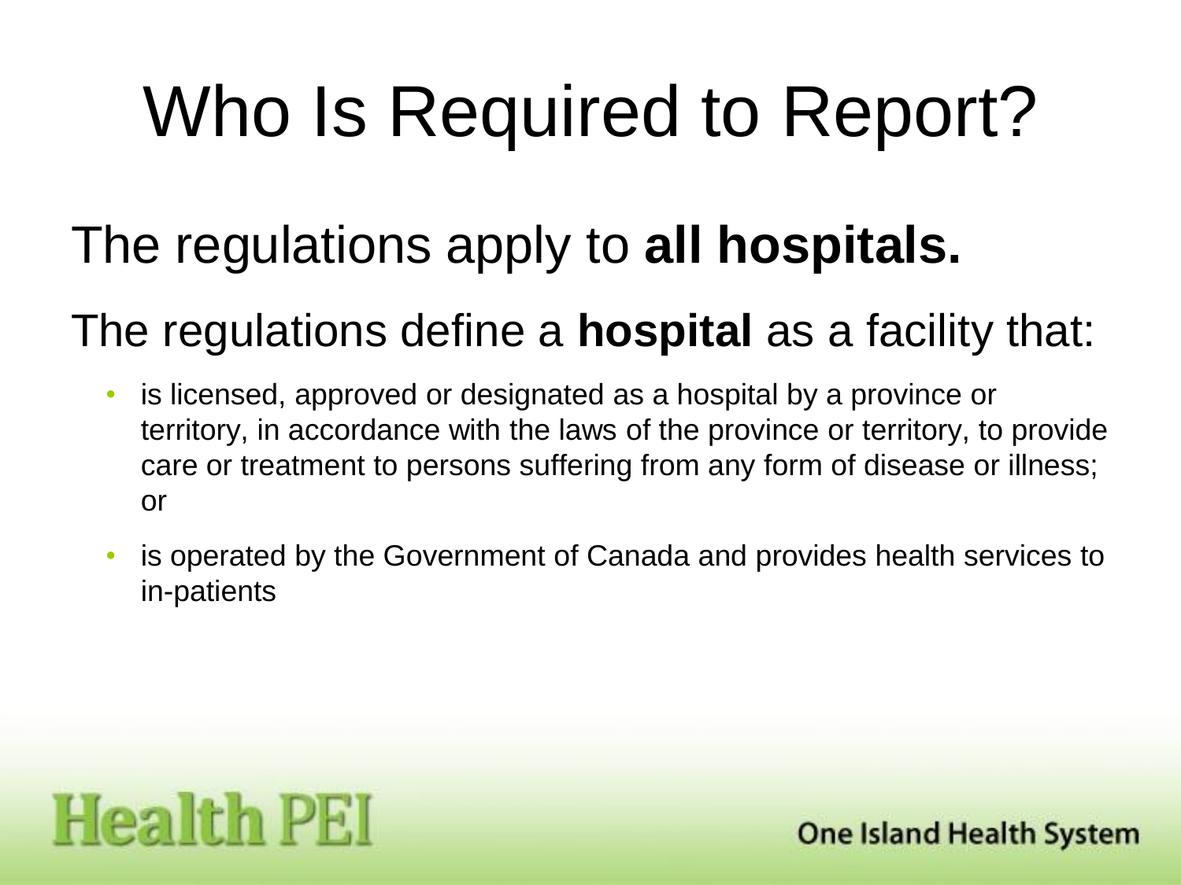# Who Is Required to Report?

The regulations apply to **all hospitals.**

The regulations define a **hospital** as a facility that:

- is licensed, approved or designated as a hospital by a province or territory, in accordance with the laws of the province or territory, to provide care or treatment to persons suffering from any form of disease or illness; or
- is operated by the Government of Canada and provides health services to in-patients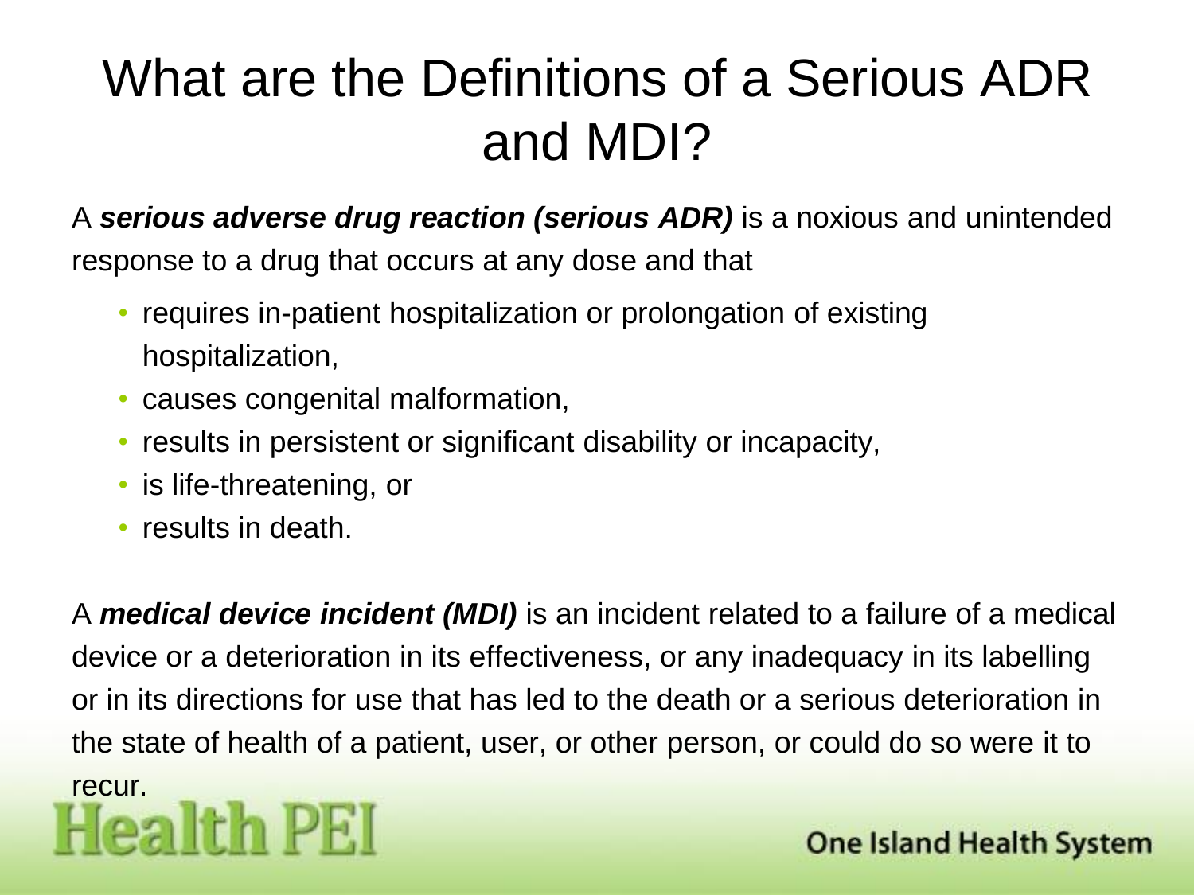# What are the Definitions of a Serious ADR and MDI?

A ***serious adverse drug reaction (serious ADR)*** is a noxious and unintended response to a drug that occurs at any dose and that

- requires in-patient hospitalization or prolongation of existing hospitalization,
- causes congenital malformation,
- results in persistent or significant disability or incapacity,
- is life-threatening, or
- results in death.

A ***medical device incident (MDI)*** is an incident related to a failure of a medical device or a deterioration in its effectiveness, or any inadequacy in its labelling or in its directions for use that has led to the death or a serious deterioration in the state of health of a patient, user, or other person, or could do so were it to recur.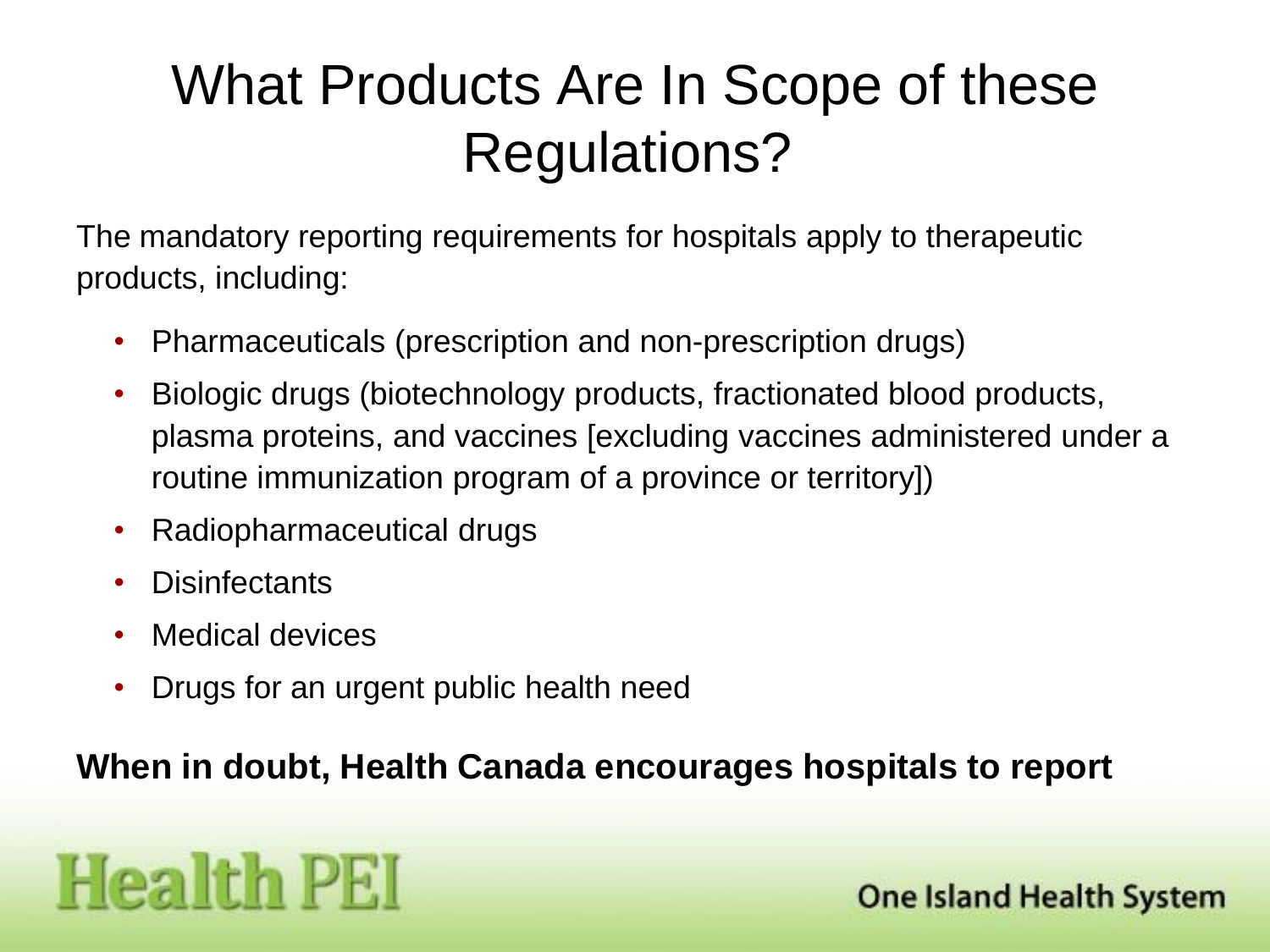# What Products Are In Scope of these Regulations?

The mandatory reporting requirements for hospitals apply to therapeutic products, including:

- Pharmaceuticals (prescription and non-prescription drugs)
- Biologic drugs (biotechnology products, fractionated blood products, plasma proteins, and vaccines [excluding vaccines administered under a routine immunization program of a province or territory])
- Radiopharmaceutical drugs
- Disinfectants
- Medical devices
- Drugs for an urgent public health need

**When in doubt, Health Canada encourages hospitals to report**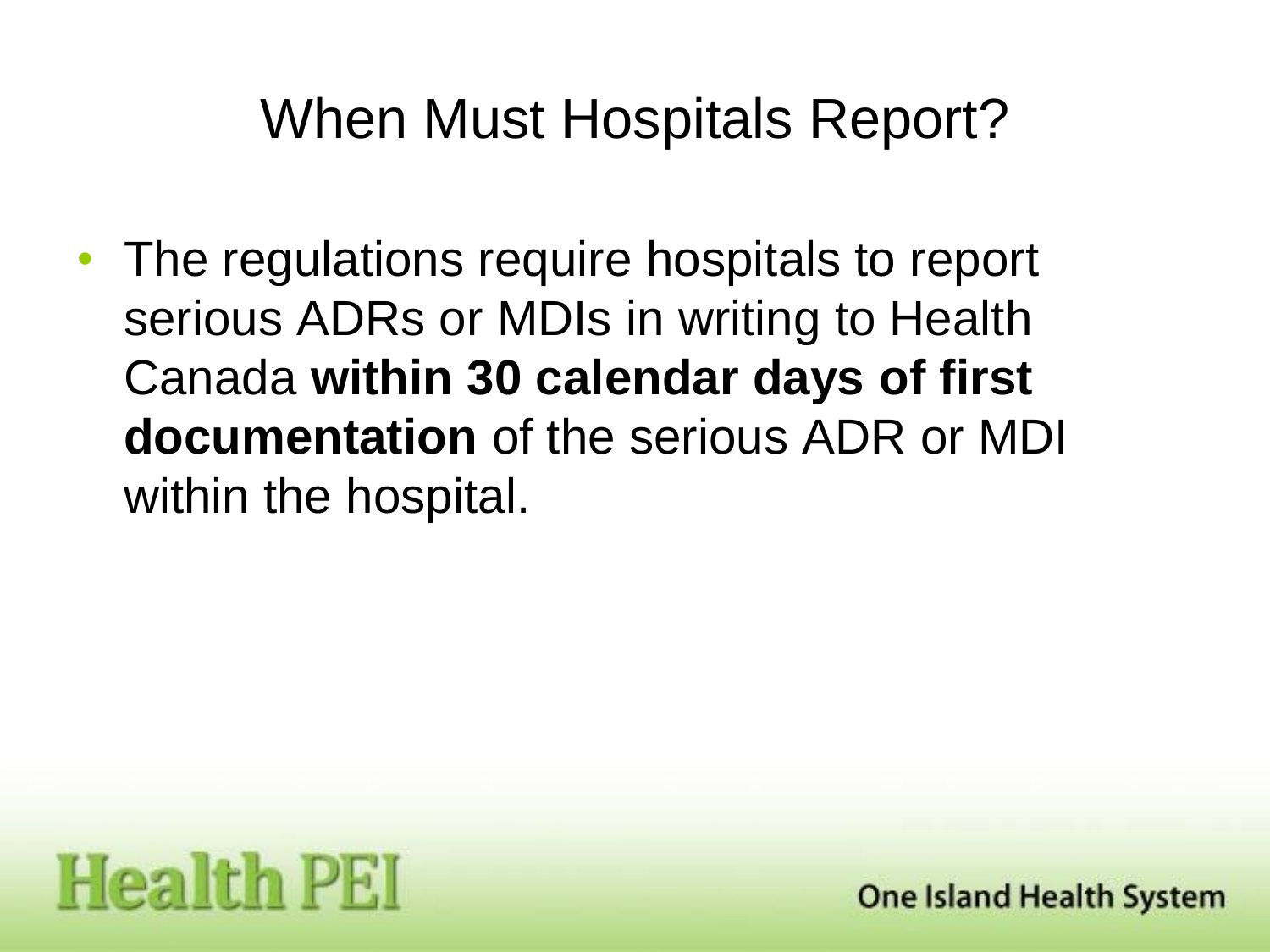# When Must Hospitals Report?

- The regulations require hospitals to report serious ADRs or MDIs in writing to Health Canada **within 30 calendar days of first documentation** of the serious ADR or MDI within the hospital.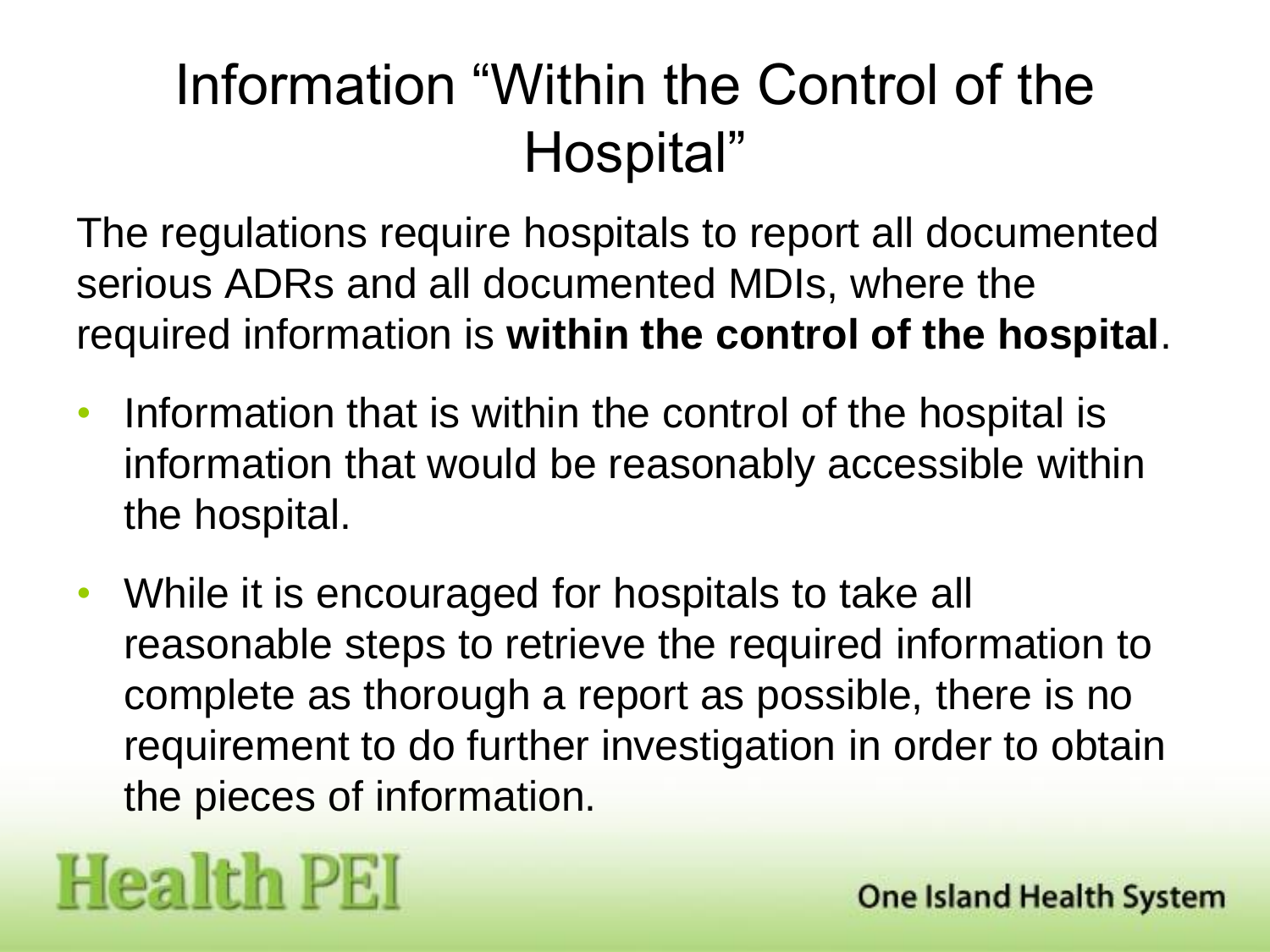# Information "Within the Control of the Hospital"

The regulations require hospitals to report all documented serious ADRs and all documented MDIs, where the required information is **within the control of the hospital**.

- Information that is within the control of the hospital is information that would be reasonably accessible within the hospital.
- While it is encouraged for hospitals to take all reasonable steps to retrieve the required information to complete as thorough a report as possible, there is no requirement to do further investigation in order to obtain the pieces of information.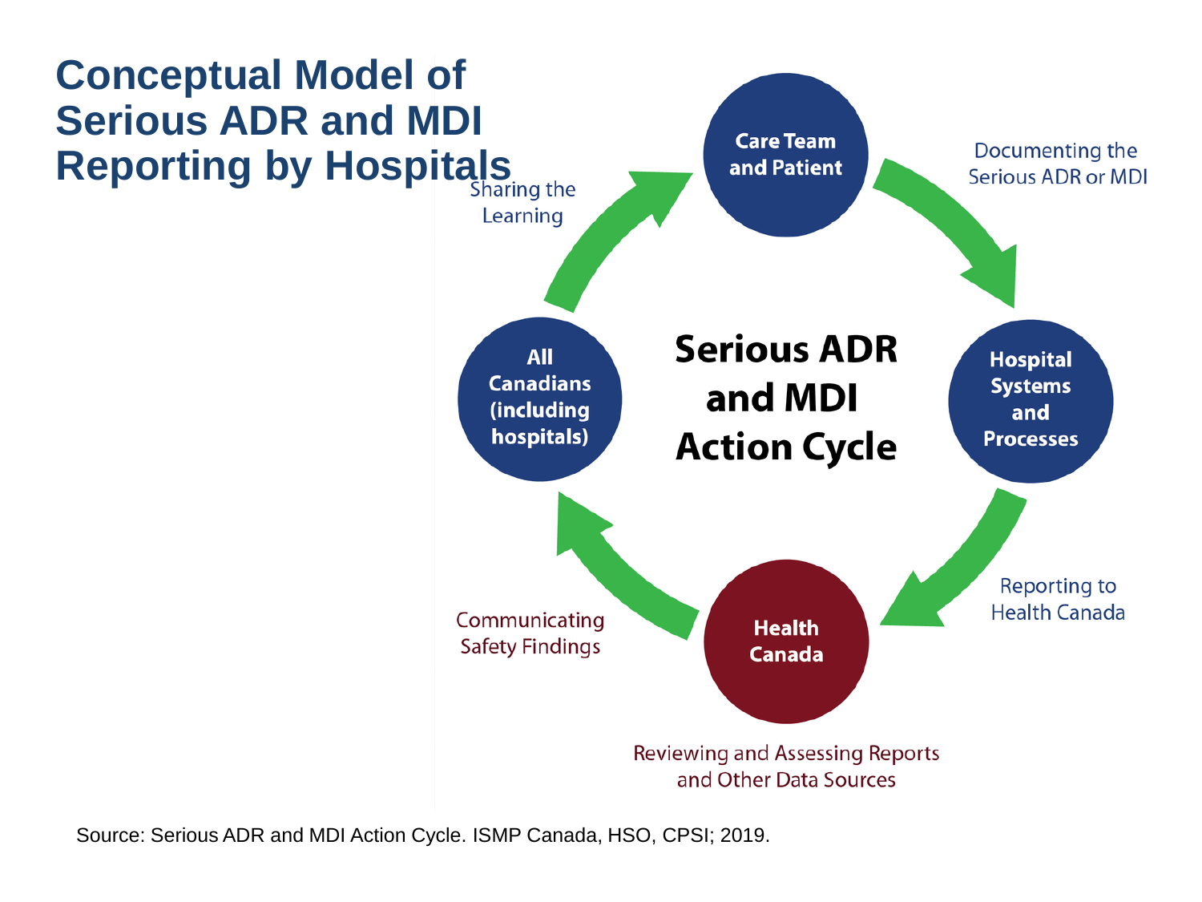# Conceptual Model of Serious ADR and MDI Reporting by Hospitals

Serious ADR and MDI Action Cycle

Care Team and Patient

Documenting the Serious ADR or MDI

Hospital Systems and Processes

Reporting to Health Canada

Health Canada

Reviewing and Assessing Reports and Other Data Sources

Communicating Safety Findings

All Canadians (including hospitals)

Sharing the Learning

Source: Serious ADR and MDI Action Cycle. ISMP Canada, HSO, CPSI; 2019.